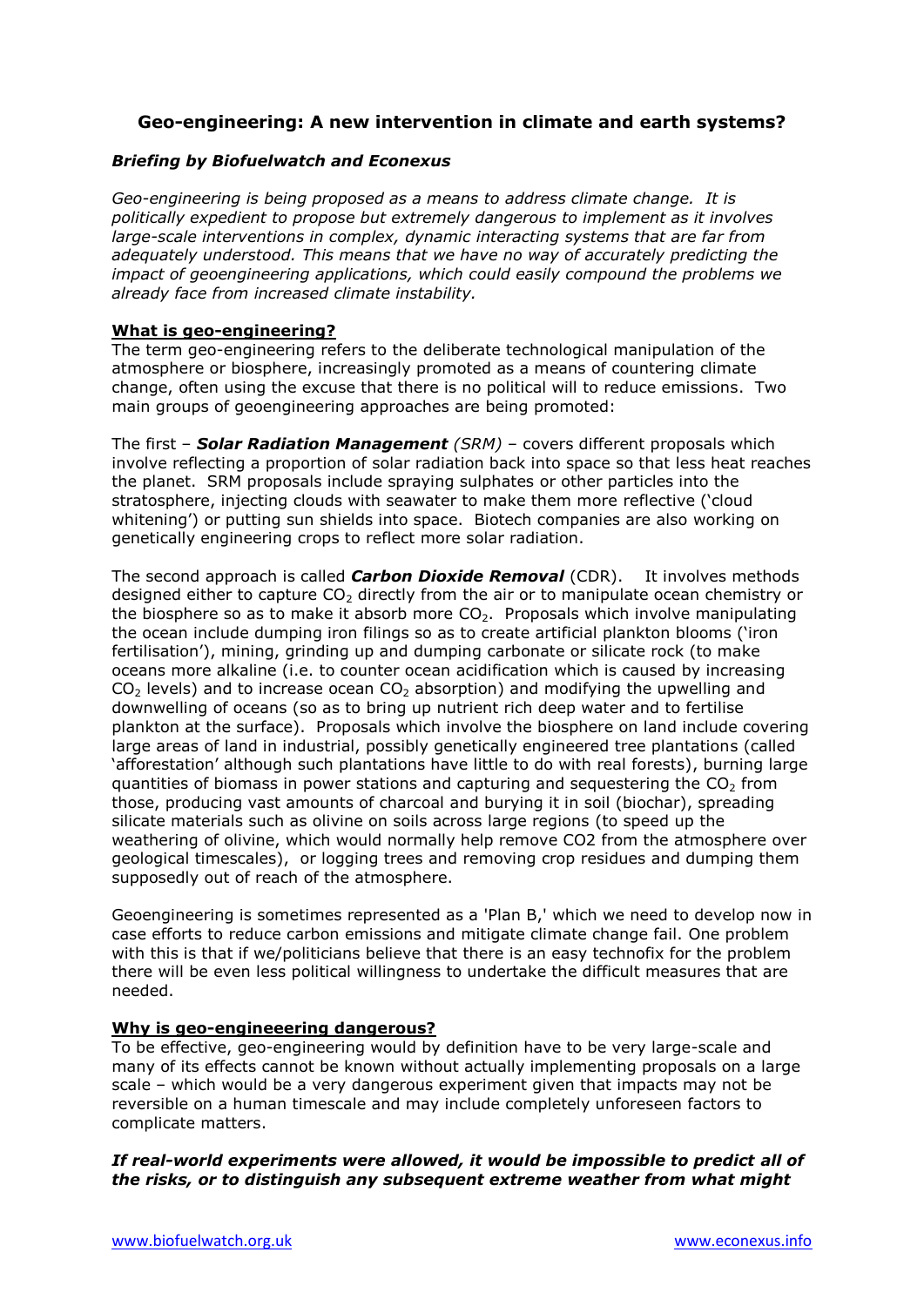## Geo-engineering: A new intervention in climate and earth systems?

***Briefing by Biofuelwatch and Econexus***

*Geo-engineering is being proposed as a means to address climate change. It is politically expedient to propose but extremely dangerous to implement as it involves large-scale interventions in complex, dynamic interacting systems that are far from adequately understood. This means that we have no way of accurately predicting the impact of geoengineering applications, which could easily compound the problems we already face from increased climate instability.*

### What is geo-engineering?

The term geo-engineering refers to the deliberate technological manipulation of the atmosphere or biosphere, increasingly promoted as a means of countering climate change, often using the excuse that there is no political will to reduce emissions. Two main groups of geoengineering approaches are being promoted:

The first – ***Solar Radiation Management*** *(SRM)* – covers different proposals which involve reflecting a proportion of solar radiation back into space so that less heat reaches the planet. SRM proposals include spraying sulphates or other particles into the stratosphere, injecting clouds with seawater to make them more reflective ('cloud whitening') or putting sun shields into space. Biotech companies are also working on genetically engineering crops to reflect more solar radiation.

The second approach is called ***Carbon Dioxide Removal*** (CDR). It involves methods designed either to capture $CO_2$ directly from the air or to manipulate ocean chemistry or the biosphere so as to make it absorb more $CO_2$. Proposals which involve manipulating the ocean include dumping iron filings so as to create artificial plankton blooms ('iron fertilisation'), mining, grinding up and dumping carbonate or silicate rock (to make oceans more alkaline (i.e. to counter ocean acidification which is caused by increasing $CO_2$ levels) and to increase ocean $CO_2$ absorption) and modifying the upwelling and downwelling of oceans (so as to bring up nutrient rich deep water and to fertilise plankton at the surface). Proposals which involve the biosphere on land include covering large areas of land in industrial, possibly genetically engineered tree plantations (called 'afforestation' although such plantations have little to do with real forests), burning large quantities of biomass in power stations and capturing and sequestering the $CO_2$ from those, producing vast amounts of charcoal and burying it in soil (biochar), spreading silicate materials such as olivine on soils across large regions (to speed up the weathering of olivine, which would normally help remove CO2 from the atmosphere over geological timescales), or logging trees and removing crop residues and dumping them supposedly out of reach of the atmosphere.

Geoengineering is sometimes represented as a 'Plan B,' which we need to develop now in case efforts to reduce carbon emissions and mitigate climate change fail. One problem with this is that if we/politicians believe that there is an easy technofix for the problem there will be even less political willingness to undertake the difficult measures that are needed.

### Why is geo-engineeering dangerous?

To be effective, geo-engineering would by definition have to be very large-scale and many of its effects cannot be known without actually implementing proposals on a large scale – which would be a very dangerous experiment given that impacts may not be reversible on a human timescale and may include completely unforeseen factors to complicate matters.

***If real-world experiments were allowed, it would be impossible to predict all of the risks, or to distinguish any subsequent extreme weather from what might***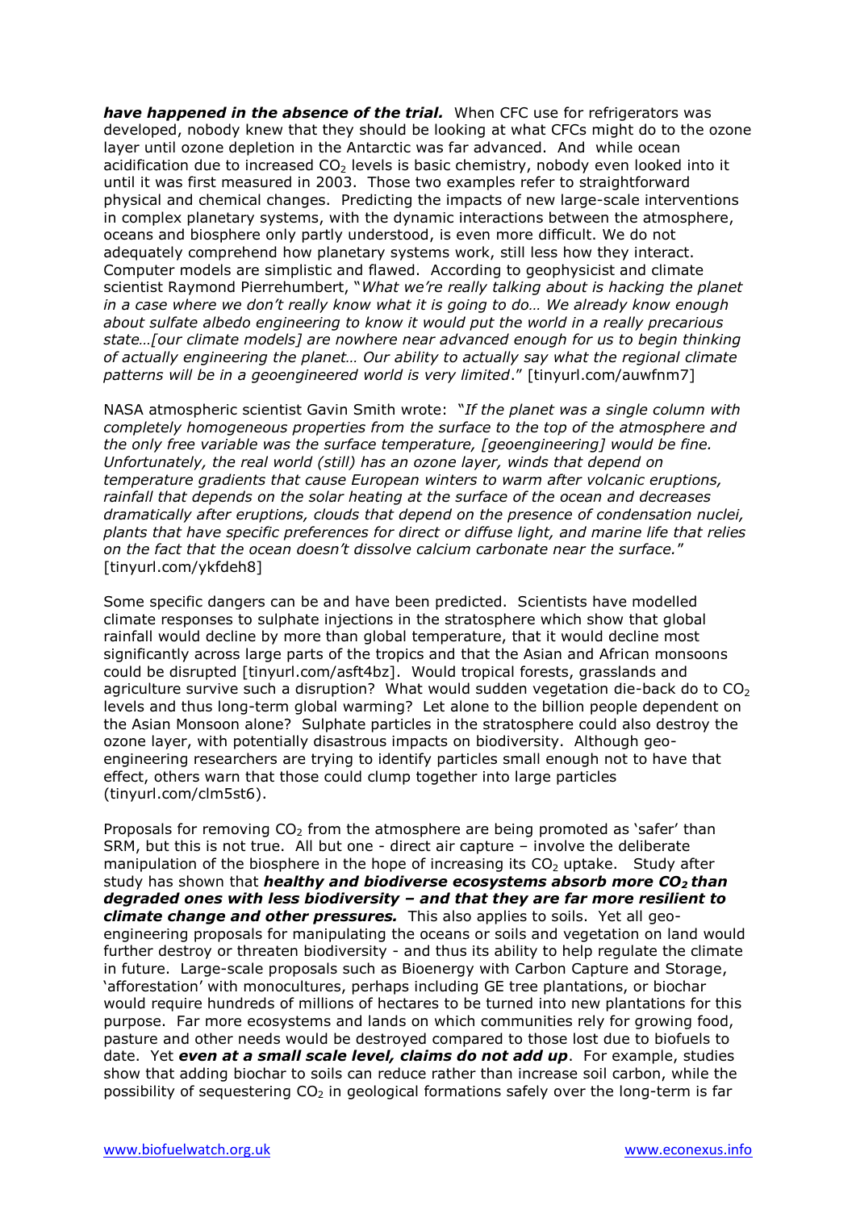***have happened in the absence of the trial.*** When CFC use for refrigerators was developed, nobody knew that they should be looking at what CFCs might do to the ozone layer until ozone depletion in the Antarctic was far advanced. And while ocean acidification due to increased $CO_2$ levels is basic chemistry, nobody even looked into it until it was first measured in 2003. Those two examples refer to straightforward physical and chemical changes. Predicting the impacts of new large-scale interventions in complex planetary systems, with the dynamic interactions between the atmosphere, oceans and biosphere only partly understood, is even more difficult. We do not adequately comprehend how planetary systems work, still less how they interact. Computer models are simplistic and flawed. According to geophysicist and climate scientist Raymond Pierrehumbert, "*What we're really talking about is hacking the planet in a case where we don't really know what it is going to do… We already know enough about sulfate albedo engineering to know it would put the world in a really precarious state…[our climate models] are nowhere near advanced enough for us to begin thinking of actually engineering the planet… Our ability to actually say what the regional climate patterns will be in a geoengineered world is very limited*." [tinyurl.com/auwfnm7]

NASA atmospheric scientist Gavin Smith wrote: "*If the planet was a single column with completely homogeneous properties from the surface to the top of the atmosphere and the only free variable was the surface temperature, [geoengineering] would be fine. Unfortunately, the real world (still) has an ozone layer, winds that depend on temperature gradients that cause European winters to warm after volcanic eruptions, rainfall that depends on the solar heating at the surface of the ocean and decreases dramatically after eruptions, clouds that depend on the presence of condensation nuclei, plants that have specific preferences for direct or diffuse light, and marine life that relies on the fact that the ocean doesn't dissolve calcium carbonate near the surface.*" [tinyurl.com/ykfdeh8]

Some specific dangers can be and have been predicted. Scientists have modelled climate responses to sulphate injections in the stratosphere which show that global rainfall would decline by more than global temperature, that it would decline most significantly across large parts of the tropics and that the Asian and African monsoons could be disrupted [tinyurl.com/asft4bz]. Would tropical forests, grasslands and agriculture survive such a disruption? What would sudden vegetation die-back do to $CO_2$ levels and thus long-term global warming? Let alone to the billion people dependent on the Asian Monsoon alone? Sulphate particles in the stratosphere could also destroy the ozone layer, with potentially disastrous impacts on biodiversity. Although geo-engineering researchers are trying to identify particles small enough not to have that effect, others warn that those could clump together into large particles (tinyurl.com/clm5st6).

Proposals for removing $CO_2$ from the atmosphere are being promoted as 'safer' than SRM, but this is not true. All but one - direct air capture – involve the deliberate manipulation of the biosphere in the hope of increasing its $CO_2$ uptake. Study after study has shown that ***healthy and biodiverse ecosystems absorb more $CO_2$ than degraded ones with less biodiversity – and that they are far more resilient to climate change and other pressures.*** This also applies to soils. Yet all geo-engineering proposals for manipulating the oceans or soils and vegetation on land would further destroy or threaten biodiversity - and thus its ability to help regulate the climate in future. Large-scale proposals such as Bioenergy with Carbon Capture and Storage, 'afforestation' with monocultures, perhaps including GE tree plantations, or biochar would require hundreds of millions of hectares to be turned into new plantations for this purpose. Far more ecosystems and lands on which communities rely for growing food, pasture and other needs would be destroyed compared to those lost due to biofuels to date. Yet ***even at a small scale level, claims do not add up***. For example, studies show that adding biochar to soils can reduce rather than increase soil carbon, while the possibility of sequestering $CO_2$ in geological formations safely over the long-term is far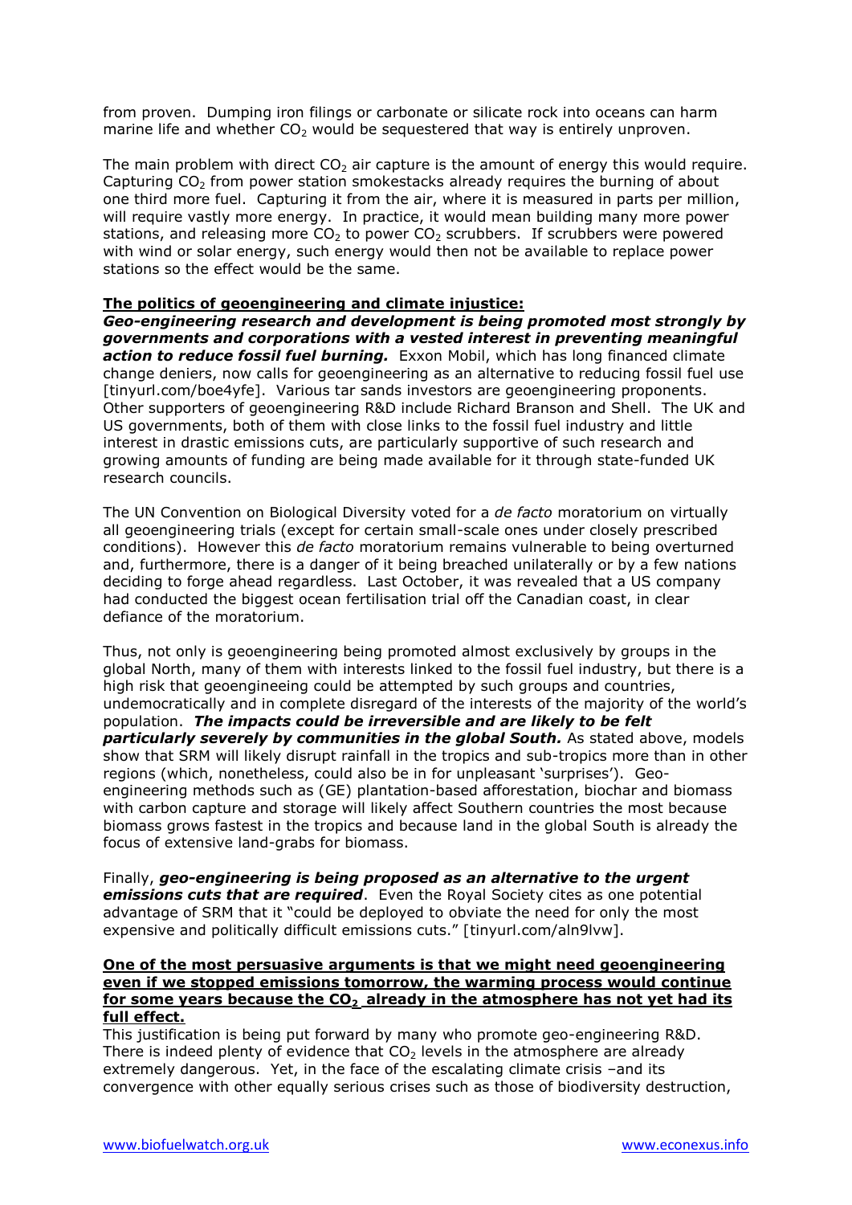from proven. Dumping iron filings or carbonate or silicate rock into oceans can harm marine life and whether $CO_2$ would be sequestered that way is entirely unproven.

The main problem with direct $CO_2$ air capture is the amount of energy this would require. Capturing $CO_2$ from power station smokestacks already requires the burning of about one third more fuel. Capturing it from the air, where it is measured in parts per million, will require vastly more energy. In practice, it would mean building many more power stations, and releasing more $CO_2$ to power $CO_2$ scrubbers. If scrubbers were powered with wind or solar energy, such energy would then not be available to replace power stations so the effect would be the same.

**The politics of geoengineering and climate injustice:**

***Geo-engineering research and development is being promoted most strongly by governments and corporations with a vested interest in preventing meaningful action to reduce fossil fuel burning.*** Exxon Mobil, which has long financed climate change deniers, now calls for geoengineering as an alternative to reducing fossil fuel use [tinyurl.com/boe4yfe]. Various tar sands investors are geoengineering proponents. Other supporters of geoengineering R&D include Richard Branson and Shell. The UK and US governments, both of them with close links to the fossil fuel industry and little interest in drastic emissions cuts, are particularly supportive of such research and growing amounts of funding are being made available for it through state-funded UK research councils.

The UN Convention on Biological Diversity voted for a *de facto* moratorium on virtually all geoengineering trials (except for certain small-scale ones under closely prescribed conditions). However this *de facto* moratorium remains vulnerable to being overturned and, furthermore, there is a danger of it being breached unilaterally or by a few nations deciding to forge ahead regardless. Last October, it was revealed that a US company had conducted the biggest ocean fertilisation trial off the Canadian coast, in clear defiance of the moratorium.

Thus, not only is geoengineering being promoted almost exclusively by groups in the global North, many of them with interests linked to the fossil fuel industry, but there is a high risk that geoengineeing could be attempted by such groups and countries, undemocratically and in complete disregard of the interests of the majority of the world's population. ***The impacts could be irreversible and are likely to be felt particularly severely by communities in the global South.*** As stated above, models show that SRM will likely disrupt rainfall in the tropics and sub-tropics more than in other regions (which, nonetheless, could also be in for unpleasant 'surprises'). Geo-engineering methods such as (GE) plantation-based afforestation, biochar and biomass with carbon capture and storage will likely affect Southern countries the most because biomass grows fastest in the tropics and because land in the global South is already the focus of extensive land-grabs for biomass.

Finally, ***geo-engineering is being proposed as an alternative to the urgent emissions cuts that are required***. Even the Royal Society cites as one potential advantage of SRM that it "could be deployed to obviate the need for only the most expensive and politically difficult emissions cuts." [tinyurl.com/aln9lvw].

**One of the most persuasive arguments is that we might need geoengineering even if we stopped emissions tomorrow, the warming process would continue for some years because the $CO_2$ already in the atmosphere has not yet had its full effect.**

This justification is being put forward by many who promote geo-engineering R&D. There is indeed plenty of evidence that $CO_2$ levels in the atmosphere are already extremely dangerous. Yet, in the face of the escalating climate crisis –and its convergence with other equally serious crises such as those of biodiversity destruction,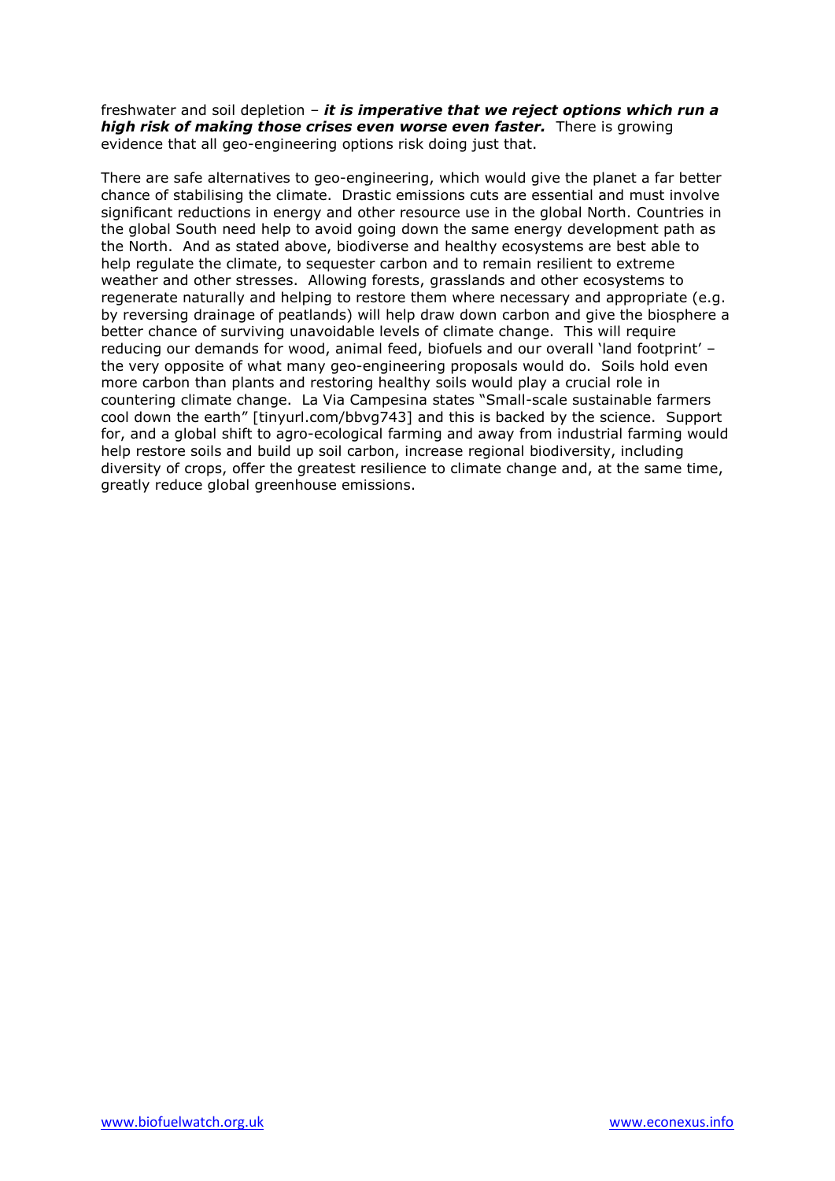freshwater and soil depletion – ***it is imperative that we reject options which run a high risk of making those crises even worse even faster.*** There is growing evidence that all geo-engineering options risk doing just that.

There are safe alternatives to geo-engineering, which would give the planet a far better chance of stabilising the climate. Drastic emissions cuts are essential and must involve significant reductions in energy and other resource use in the global North. Countries in the global South need help to avoid going down the same energy development path as the North. And as stated above, biodiverse and healthy ecosystems are best able to help regulate the climate, to sequester carbon and to remain resilient to extreme weather and other stresses. Allowing forests, grasslands and other ecosystems to regenerate naturally and helping to restore them where necessary and appropriate (e.g. by reversing drainage of peatlands) will help draw down carbon and give the biosphere a better chance of surviving unavoidable levels of climate change. This will require reducing our demands for wood, animal feed, biofuels and our overall 'land footprint' – the very opposite of what many geo-engineering proposals would do. Soils hold even more carbon than plants and restoring healthy soils would play a crucial role in countering climate change. La Via Campesina states "Small-scale sustainable farmers cool down the earth" [tinyurl.com/bbvg743] and this is backed by the science. Support for, and a global shift to agro-ecological farming and away from industrial farming would help restore soils and build up soil carbon, increase regional biodiversity, including diversity of crops, offer the greatest resilience to climate change and, at the same time, greatly reduce global greenhouse emissions.

www.biofuelwatch.org.uk www.econexus.info